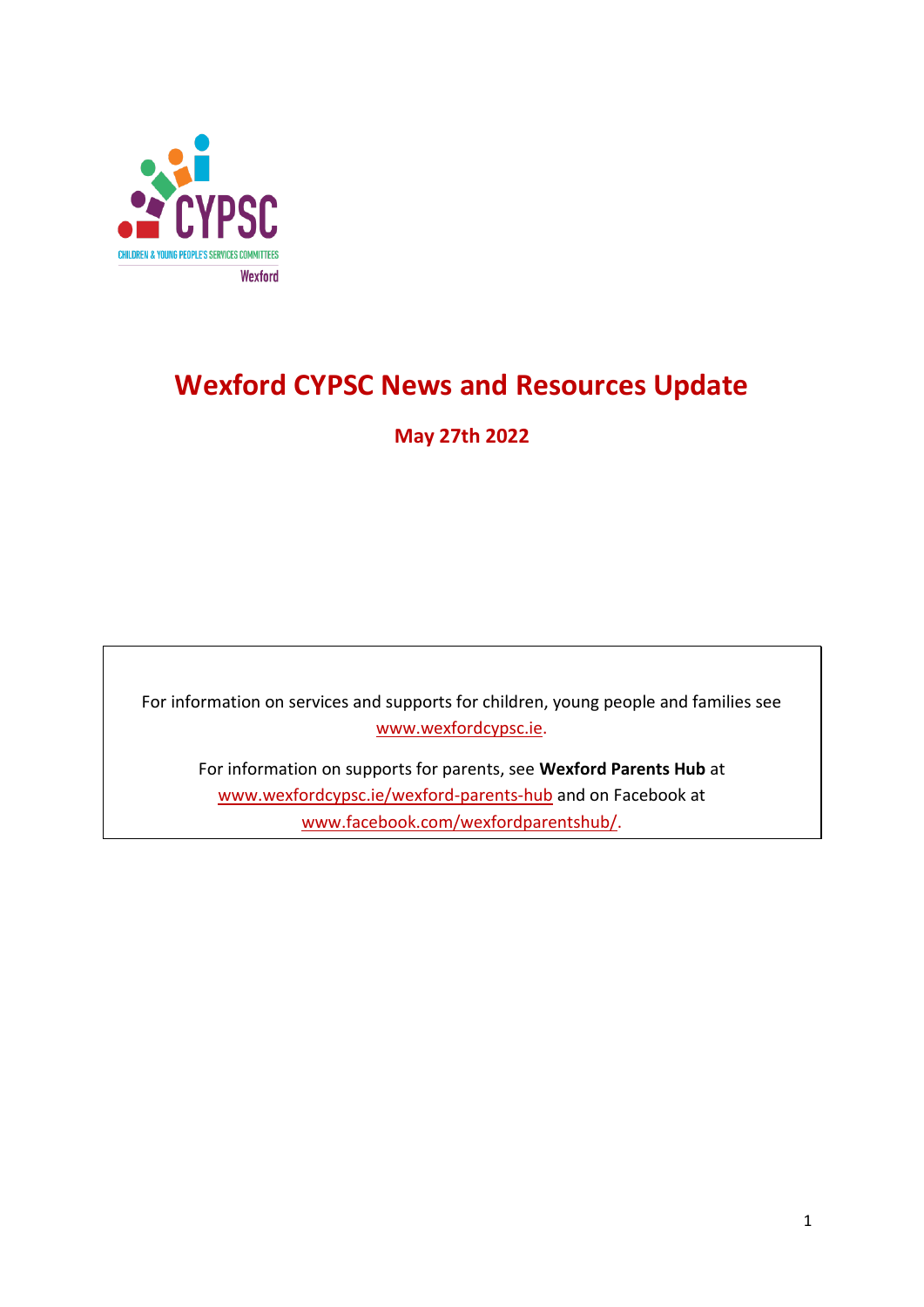# Wexford CYPSC News and Resources Update

**May 27th 2022**

For information on services and supports for children, young people and families see www.wexfordcypsc.ie.

For information on supports for parents, see **Wexford Parents Hub** at www.wexfordcypsc.ie/wexford-parents-hub and on Facebook at www.facebook.com/wexfordparentshub/.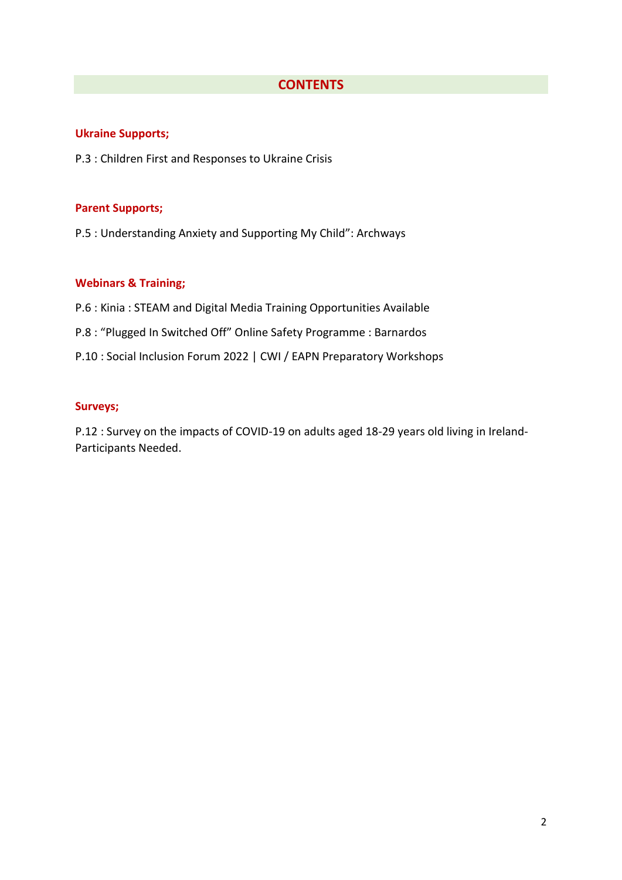# CONTENTS

**Ukraine Supports;**

P.3 : Children First and Responses to Ukraine Crisis

**Parent Supports;**

P.5 : Understanding Anxiety and Supporting My Child": Archways

**Webinars & Training;**

P.6 : Kinia : STEAM and Digital Media Training Opportunities Available

P.8 : "Plugged In Switched Off" Online Safety Programme : Barnardos

P.10 : Social Inclusion Forum 2022 | CWI / EAPN Preparatory Workshops

**Surveys;**

P.12 : Survey on the impacts of COVID-19 on adults aged 18-29 years old living in Ireland- Participants Needed.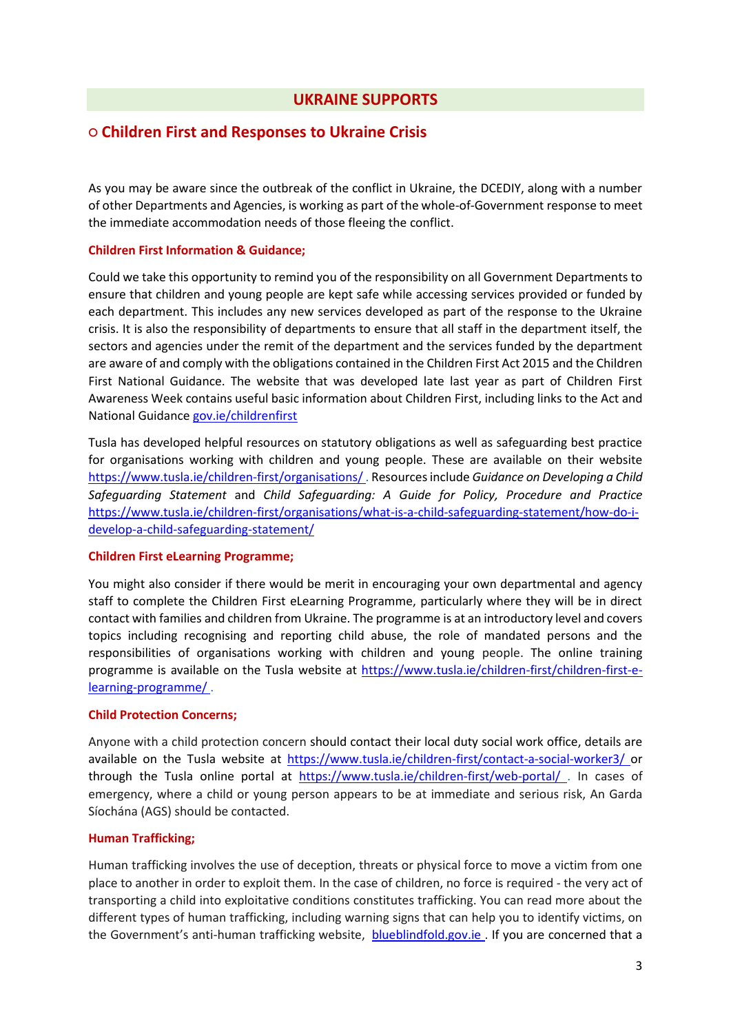## UKRAINE SUPPORTS

### ○ Children First and Responses to Ukraine Crisis

As you may be aware since the outbreak of the conflict in Ukraine, the DCEDIY, along with a number of other Departments and Agencies, is working as part of the whole-of-Government response to meet the immediate accommodation needs of those fleeing the conflict.

**Children First Information & Guidance;**

Could we take this opportunity to remind you of the responsibility on all Government Departments to ensure that children and young people are kept safe while accessing services provided or funded by each department. This includes any new services developed as part of the response to the Ukraine crisis. It is also the responsibility of departments to ensure that all staff in the department itself, the sectors and agencies under the remit of the department and the services funded by the department are aware of and comply with the obligations contained in the Children First Act 2015 and the Children First National Guidance. The website that was developed late last year as part of Children First Awareness Week contains useful basic information about Children First, including links to the Act and National Guidance [gov.ie/childrenfirst](gov.ie/childrenfirst)

Tusla has developed helpful resources on statutory obligations as well as safeguarding best practice for organisations working with children and young people. These are available on their website [https://www.tusla.ie/children-first/organisations/](https://www.tusla.ie/children-first/organisations/). Resources include *Guidance on Developing a Child Safeguarding Statement* and *Child Safeguarding: A Guide for Policy, Procedure and Practice* [https://www.tusla.ie/children-first/organisations/what-is-a-child-safeguarding-statement/how-do-i-develop-a-child-safeguarding-statement/](https://www.tusla.ie/children-first/organisations/what-is-a-child-safeguarding-statement/how-do-i-develop-a-child-safeguarding-statement/)

**Children First eLearning Programme;**

You might also consider if there would be merit in encouraging your own departmental and agency staff to complete the Children First eLearning Programme, particularly where they will be in direct contact with families and children from Ukraine. The programme is at an introductory level and covers topics including recognising and reporting child abuse, the role of mandated persons and the responsibilities of organisations working with children and young people. The online training programme is available on the Tusla website at [https://www.tusla.ie/children-first/children-first-e-learning-programme/](https://www.tusla.ie/children-first/children-first-e-learning-programme/).

**Child Protection Concerns;**

Anyone with a child protection concern should contact their local duty social work office, details are available on the Tusla website at [https://www.tusla.ie/children-first/contact-a-social-worker3/](https://www.tusla.ie/children-first/contact-a-social-worker3/) or through the Tusla online portal at [https://www.tusla.ie/children-first/web-portal/](https://www.tusla.ie/children-first/web-portal/). In cases of emergency, where a child or young person appears to be at immediate and serious risk, An Garda Síochána (AGS) should be contacted.

**Human Trafficking;**

Human trafficking involves the use of deception, threats or physical force to move a victim from one place to another in order to exploit them. In the case of children, no force is required - the very act of transporting a child into exploitative conditions constitutes trafficking. You can read more about the different types of human trafficking, including warning signs that can help you to identify victims, on the Government's anti-human trafficking website, [blueblindfold.gov.ie](blueblindfold.gov.ie). If you are concerned that a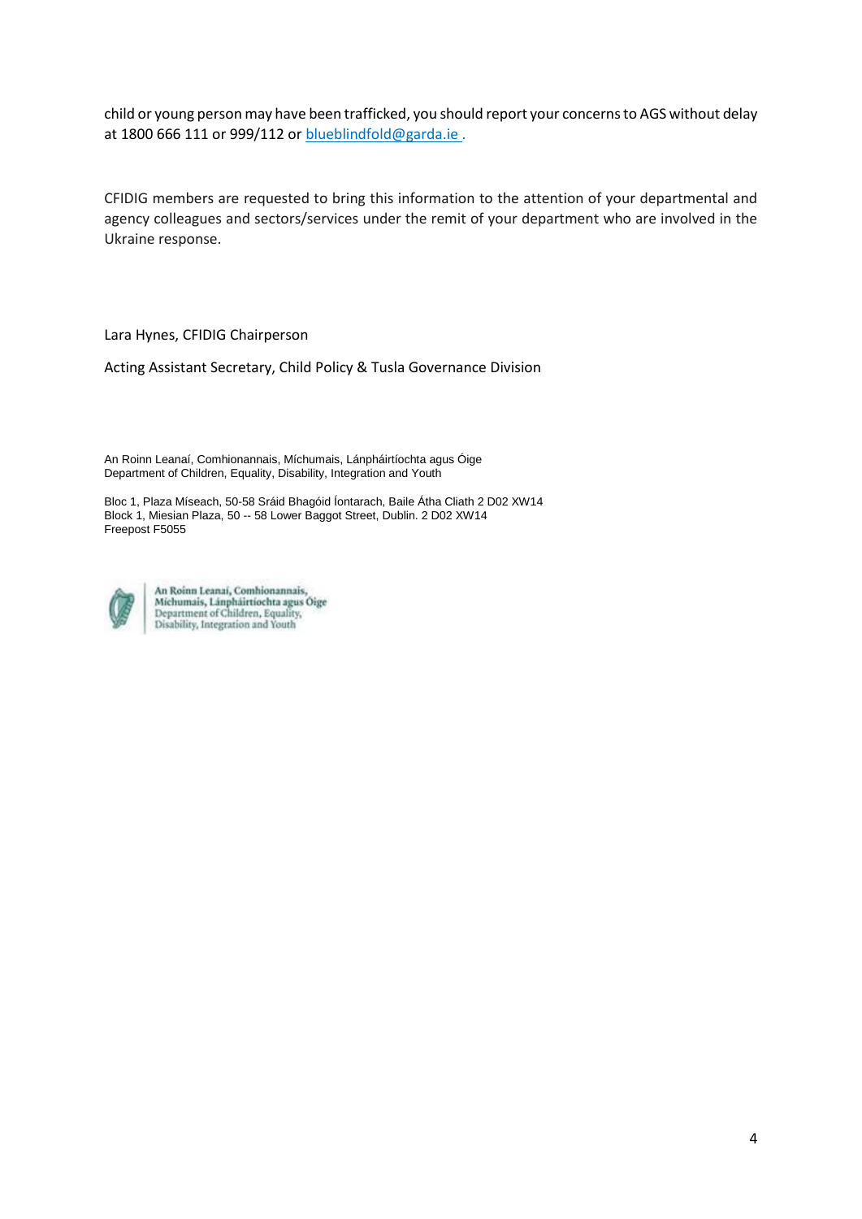child or young person may have been trafficked, you should report your concerns to AGS without delay at 1800 666 111 or 999/112 or blueblindfold@garda.ie .

CFIDIG members are requested to bring this information to the attention of your departmental and agency colleagues and sectors/services under the remit of your department who are involved in the Ukraine response.

Lara Hynes, CFIDIG Chairperson

Acting Assistant Secretary, Child Policy & Tusla Governance Division

An Roinn Leanaí, Comhionannais, Míchumais, Lánpháirtíochta agus Óige
Department of Children, Equality, Disability, Integration and Youth

Bloc 1, Plaza Míseach, 50-58 Sráid Bhagóid Íontarach, Baile Átha Cliath 2 D02 XW14
Block 1, Miesian Plaza, 50 -- 58 Lower Baggot Street, Dublin. 2 D02 XW14
Freepost F5055

An Roinn Leanaí, Comhionannais, Míchumais, Lánpháirtíochta agus Óige
Department of Children, Equality, Disability, Integration and Youth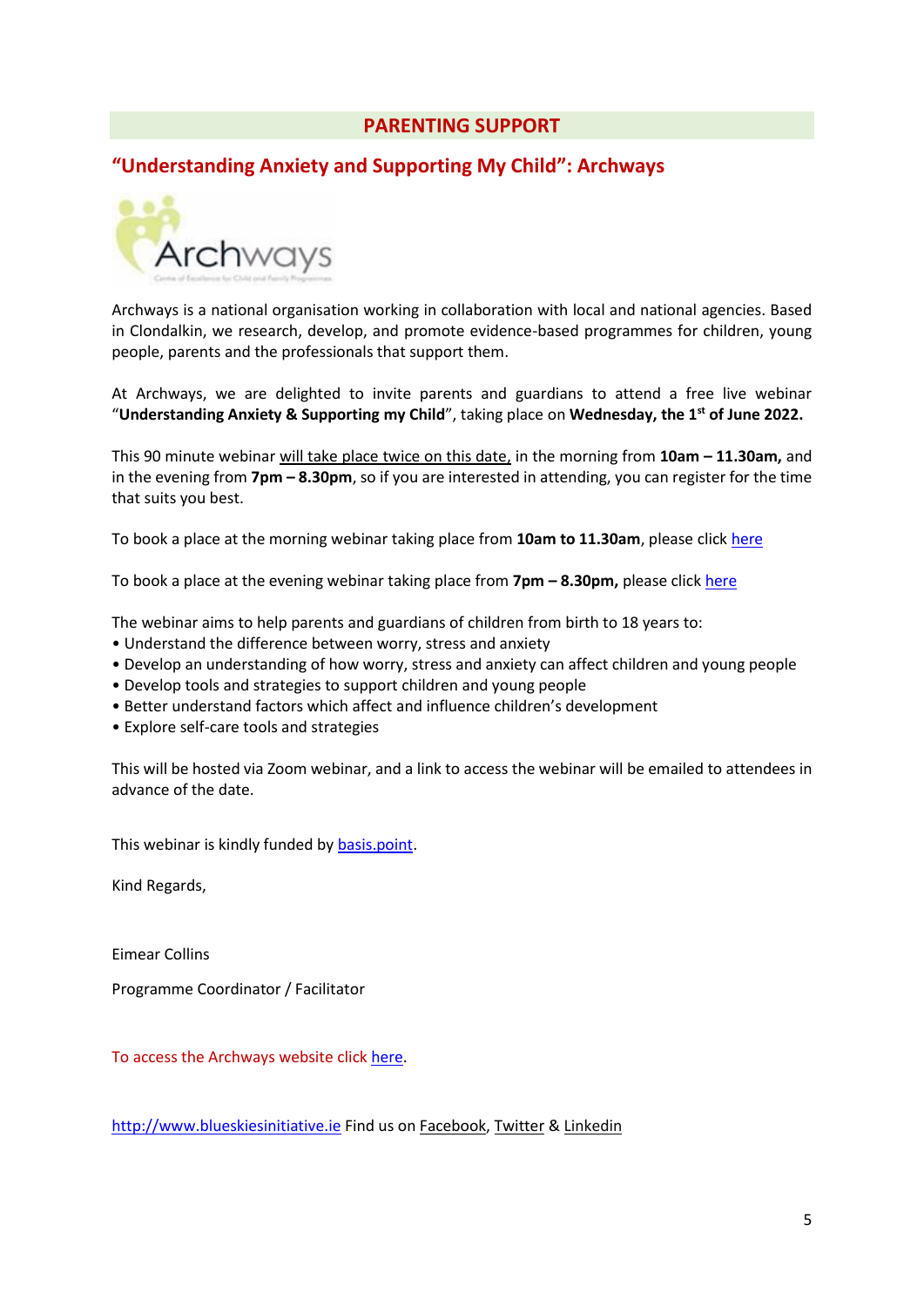## PARENTING SUPPORT

### "Understanding Anxiety and Supporting My Child": Archways

Archways is a national organisation working in collaboration with local and national agencies. Based in Clondalkin, we research, develop, and promote evidence-based programmes for children, young people, parents and the professionals that support them.

At Archways, we are delighted to invite parents and guardians to attend a free live webinar "**Understanding Anxiety & Supporting my Child**", taking place on **Wednesday, the 1st of June 2022.**

This 90 minute webinar will take place twice on this date, in the morning from **10am – 11.30am,** and in the evening from **7pm – 8.30pm**, so if you are interested in attending, you can register for the time that suits you best.

To book a place at the morning webinar taking place from **10am to 11.30am**, please click here

To book a place at the evening webinar taking place from **7pm – 8.30pm,** please click here

The webinar aims to help parents and guardians of children from birth to 18 years to:

- Understand the difference between worry, stress and anxiety
- Develop an understanding of how worry, stress and anxiety can affect children and young people
- Develop tools and strategies to support children and young people
- Better understand factors which affect and influence children's development
- Explore self-care tools and strategies

This will be hosted via Zoom webinar, and a link to access the webinar will be emailed to attendees in advance of the date.

This webinar is kindly funded by basis.point.

Kind Regards,

Eimear Collins

Programme Coordinator / Facilitator

To access the Archways website click here.

http://www.blueskiesinitiative.ie Find us on Facebook, Twitter & Linkedin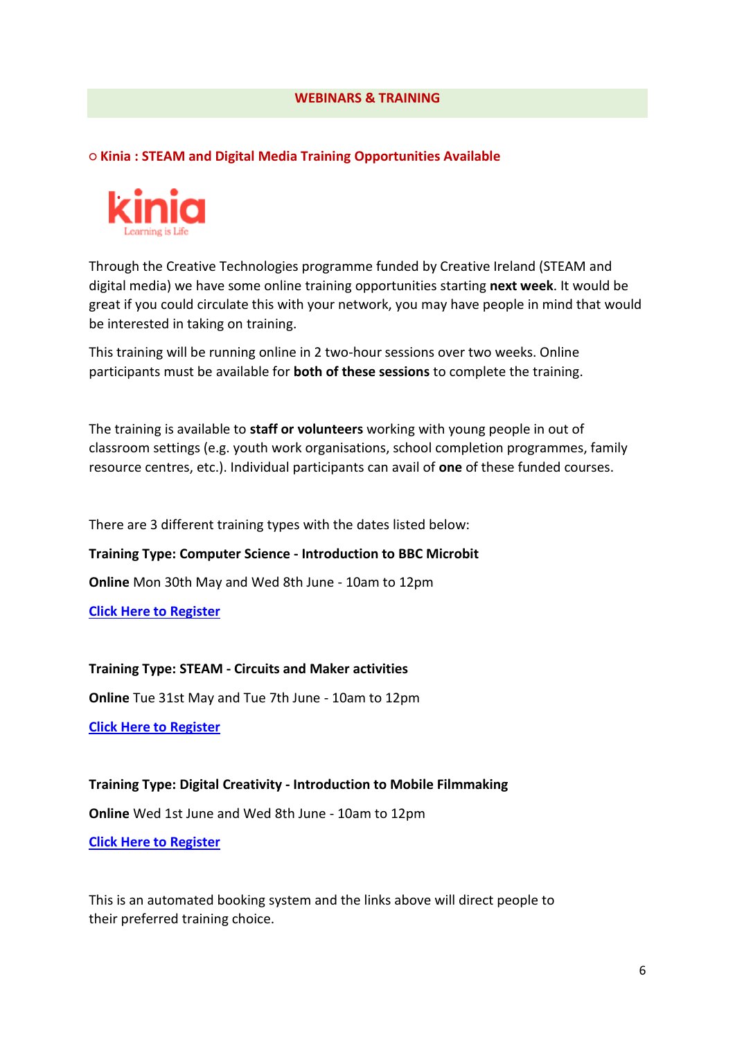## WEBINARS & TRAINING

### ○ Kinia : STEAM and Digital Media Training Opportunities Available

Through the Creative Technologies programme funded by Creative Ireland (STEAM and digital media) we have some online training opportunities starting **next week**. It would be great if you could circulate this with your network, you may have people in mind that would be interested in taking on training.

This training will be running online in 2 two-hour sessions over two weeks. Online participants must be available for **both of these sessions** to complete the training.

The training is available to **staff or volunteers** working with young people in out of classroom settings (e.g. youth work organisations, school completion programmes, family resource centres, etc.). Individual participants can avail of **one** of these funded courses.

There are 3 different training types with the dates listed below:

**Training Type: Computer Science - Introduction to BBC Microbit**

**Online** Mon 30th May and Wed 8th June - 10am to 12pm

**Click Here to Register**

**Training Type: STEAM - Circuits and Maker activities**

**Online** Tue 31st May and Tue 7th June - 10am to 12pm

**Click Here to Register**

**Training Type: Digital Creativity - Introduction to Mobile Filmmaking**

**Online** Wed 1st June and Wed 8th June - 10am to 12pm

**Click Here to Register**

This is an automated booking system and the links above will direct people to their preferred training choice.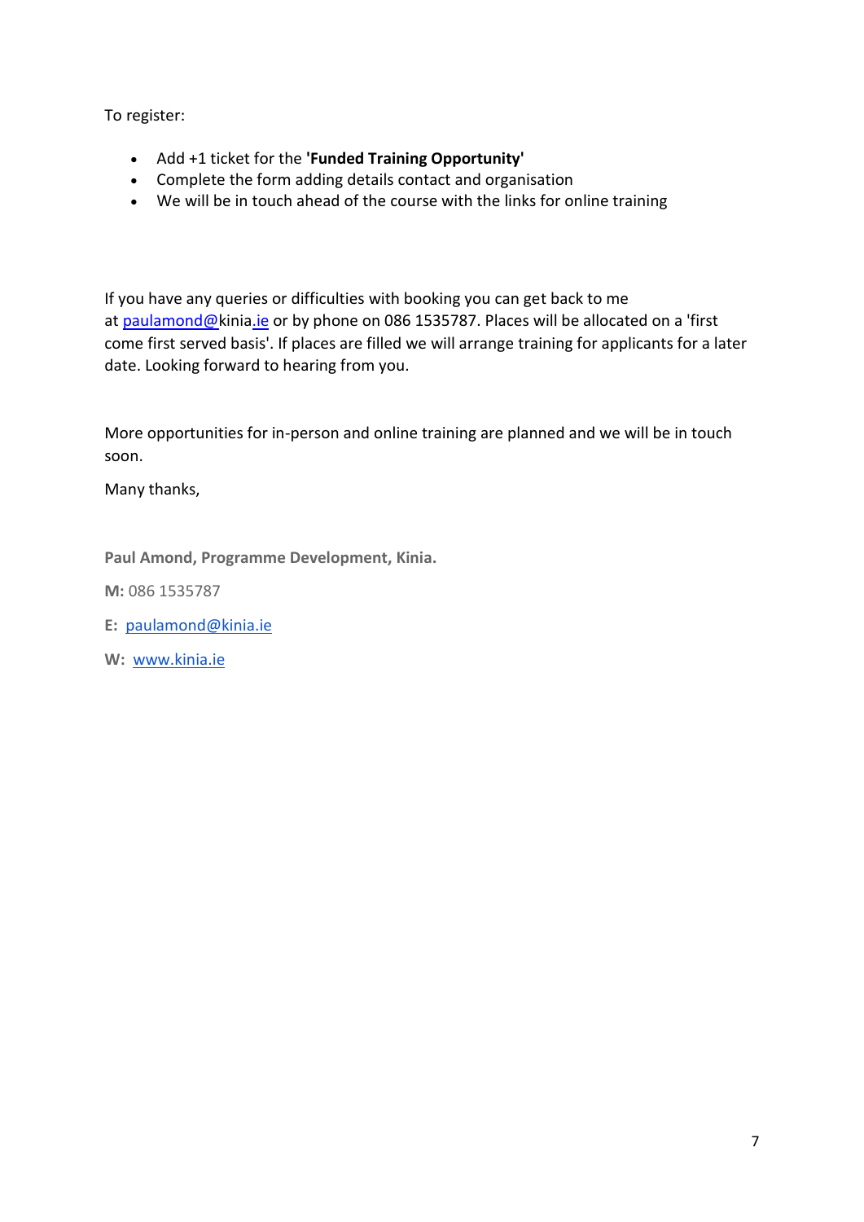To register:

- Add +1 ticket for the **'Funded Training Opportunity'**
- Complete the form adding details contact and organisation
- We will be in touch ahead of the course with the links for online training

If you have any queries or difficulties with booking you can get back to me at paulamond@kinia.ie or by phone on 086 1535787. Places will be allocated on a 'first come first served basis'. If places are filled we will arrange training for applicants for a later date. Looking forward to hearing from you.

More opportunities for in-person and online training are planned and we will be in touch soon.

Many thanks,

**Paul Amond, Programme Development, Kinia.**

**M:** 086 1535787

**E:** paulamond@kinia.ie

**W:** www.kinia.ie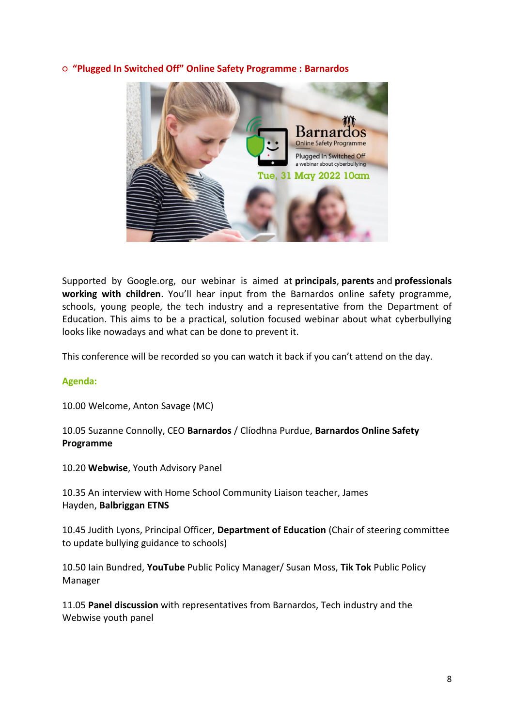- **"Plugged In Switched Off" Online Safety Programme : Barnardos**

Supported by Google.org, our webinar is aimed at **principals**, **parents** and **professionals working with children**. You'll hear input from the Barnardos online safety programme, schools, young people, the tech industry and a representative from the Department of Education. This aims to be a practical, solution focused webinar about what cyberbullying looks like nowadays and what can be done to prevent it.

This conference will be recorded so you can watch it back if you can't attend on the day.

**Agenda:**

10.00 Welcome, Anton Savage (MC)

10.05 Suzanne Connolly, CEO **Barnardos** / Clíodhna Purdue, **Barnardos Online Safety Programme**

10.20 **Webwise**, Youth Advisory Panel

10.35 An interview with Home School Community Liaison teacher, James Hayden, **Balbriggan ETNS**

10.45 Judith Lyons, Principal Officer, **Department of Education** (Chair of steering committee to update bullying guidance to schools)

10.50 Iain Bundred, **YouTube** Public Policy Manager/ Susan Moss, **Tik Tok** Public Policy Manager

11.05 **Panel discussion** with representatives from Barnardos, Tech industry and the Webwise youth panel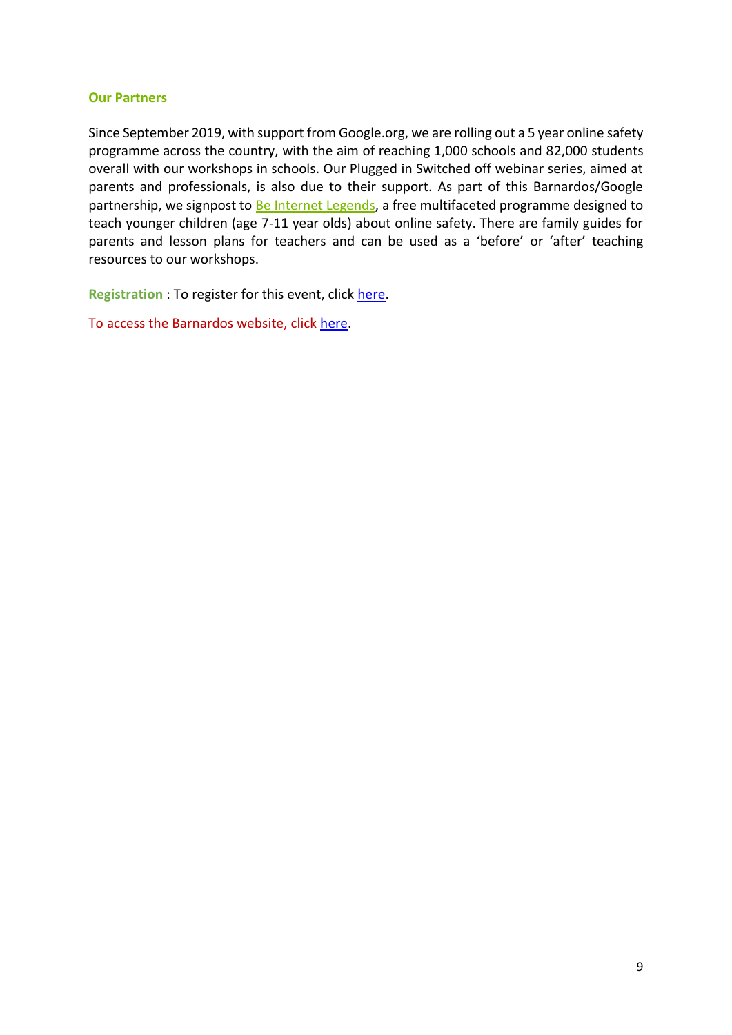### Our Partners

Since September 2019, with support from Google.org, we are rolling out a 5 year online safety programme across the country, with the aim of reaching 1,000 schools and 82,000 students overall with our workshops in schools. Our Plugged in Switched off webinar series, aimed at parents and professionals, is also due to their support. As part of this Barnardos/Google partnership, we signpost to Be Internet Legends, a free multifaceted programme designed to teach younger children (age 7-11 year olds) about online safety. There are family guides for parents and lesson plans for teachers and can be used as a 'before' or 'after' teaching resources to our workshops.

**Registration** : To register for this event, click here.

To access the Barnardos website, click here.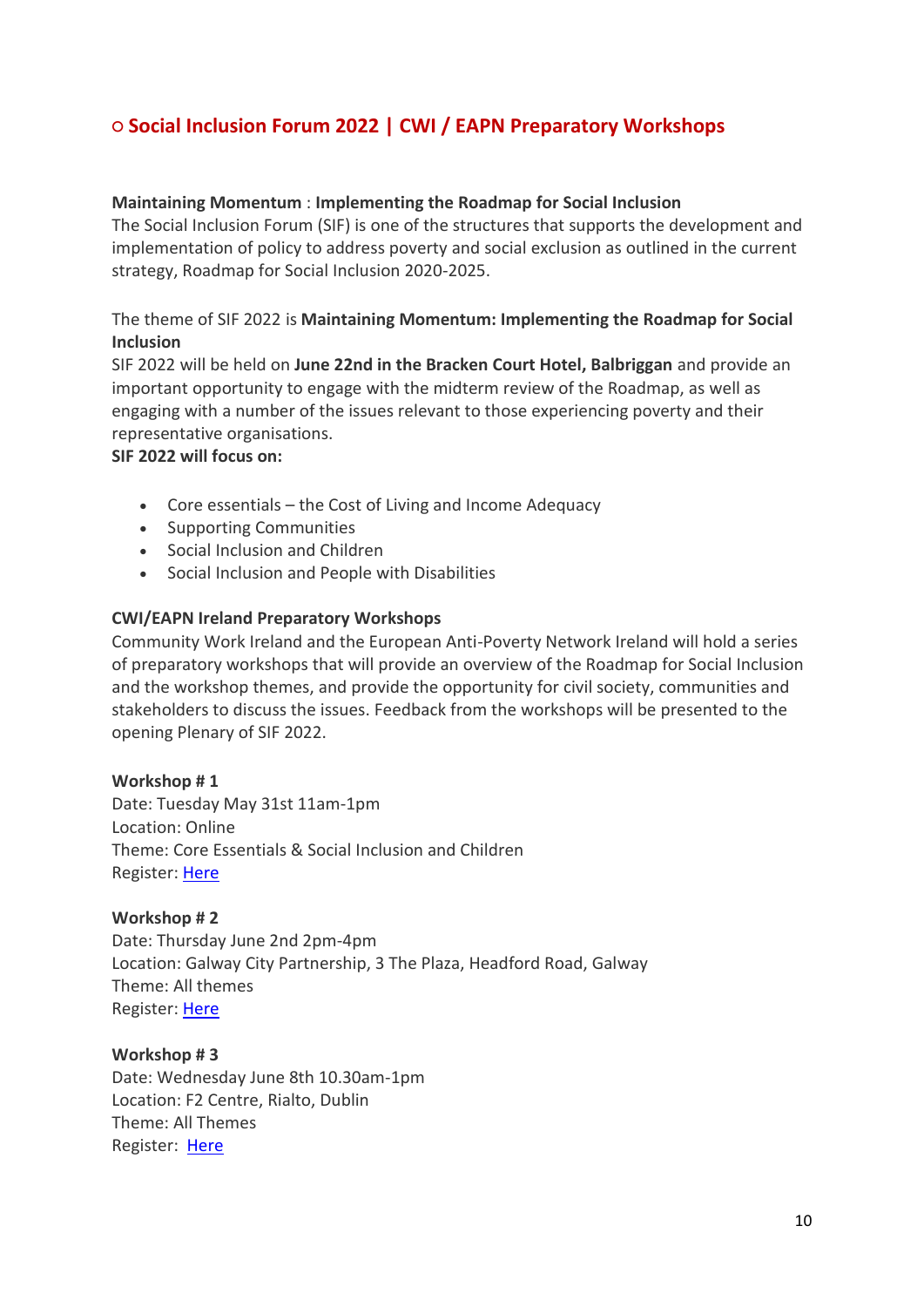## ○ Social Inclusion Forum 2022 | CWI / EAPN Preparatory Workshops

**Maintaining Momentum** : **Implementing the Roadmap for Social Inclusion**
The Social Inclusion Forum (SIF) is one of the structures that supports the development and implementation of policy to address poverty and social exclusion as outlined in the current strategy, Roadmap for Social Inclusion 2020-2025.

The theme of SIF 2022 is **Maintaining Momentum: Implementing the Roadmap for Social Inclusion**
SIF 2022 will be held on **June 22nd in the Bracken Court Hotel, Balbriggan** and provide an important opportunity to engage with the midterm review of the Roadmap, as well as engaging with a number of the issues relevant to those experiencing poverty and their representative organisations.
**SIF 2022 will focus on:**

- Core essentials – the Cost of Living and Income Adequacy
- Supporting Communities
- Social Inclusion and Children
- Social Inclusion and People with Disabilities

**CWI/EAPN Ireland Preparatory Workshops**
Community Work Ireland and the European Anti-Poverty Network Ireland will hold a series of preparatory workshops that will provide an overview of the Roadmap for Social Inclusion and the workshop themes, and provide the opportunity for civil society, communities and stakeholders to discuss the issues. Feedback from the workshops will be presented to the opening Plenary of SIF 2022.

**Workshop # 1**
Date: Tuesday May 31st 11am-1pm
Location: Online
Theme: Core Essentials & Social Inclusion and Children
Register: Here

**Workshop # 2**
Date: Thursday June 2nd 2pm-4pm
Location: Galway City Partnership, 3 The Plaza, Headford Road, Galway
Theme: All themes
Register: Here

**Workshop # 3**
Date: Wednesday June 8th 10.30am-1pm
Location: F2 Centre, Rialto, Dublin
Theme: All Themes
Register: Here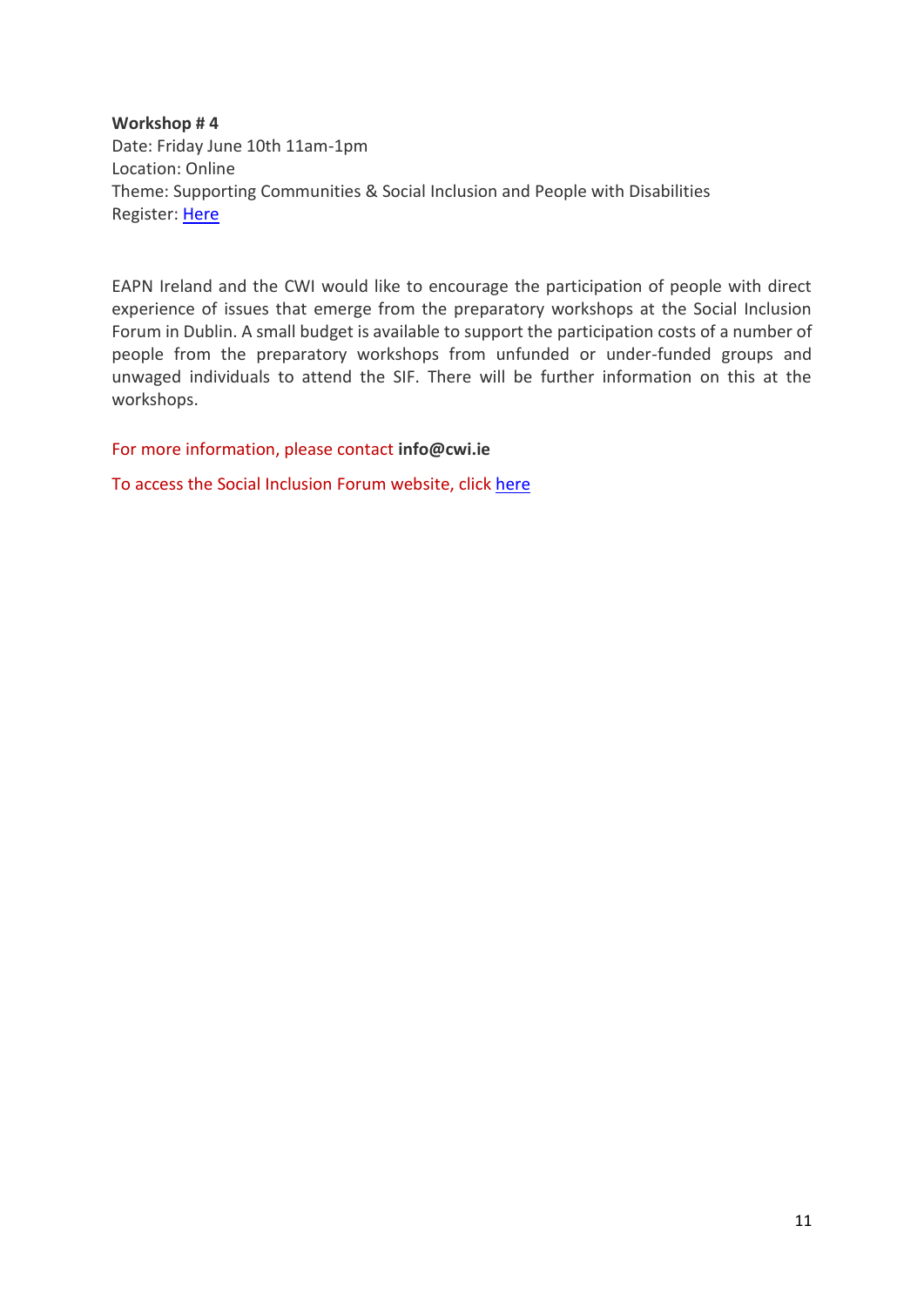**Workshop # 4**
Date: Friday June 10th 11am-1pm
Location: Online
Theme: Supporting Communities & Social Inclusion and People with Disabilities
Register: Here

EAPN Ireland and the CWI would like to encourage the participation of people with direct experience of issues that emerge from the preparatory workshops at the Social Inclusion Forum in Dublin. A small budget is available to support the participation costs of a number of people from the preparatory workshops from unfunded or under-funded groups and unwaged individuals to attend the SIF. There will be further information on this at the workshops.

For more information, please contact **info@cwi.ie**

To access the Social Inclusion Forum website, click here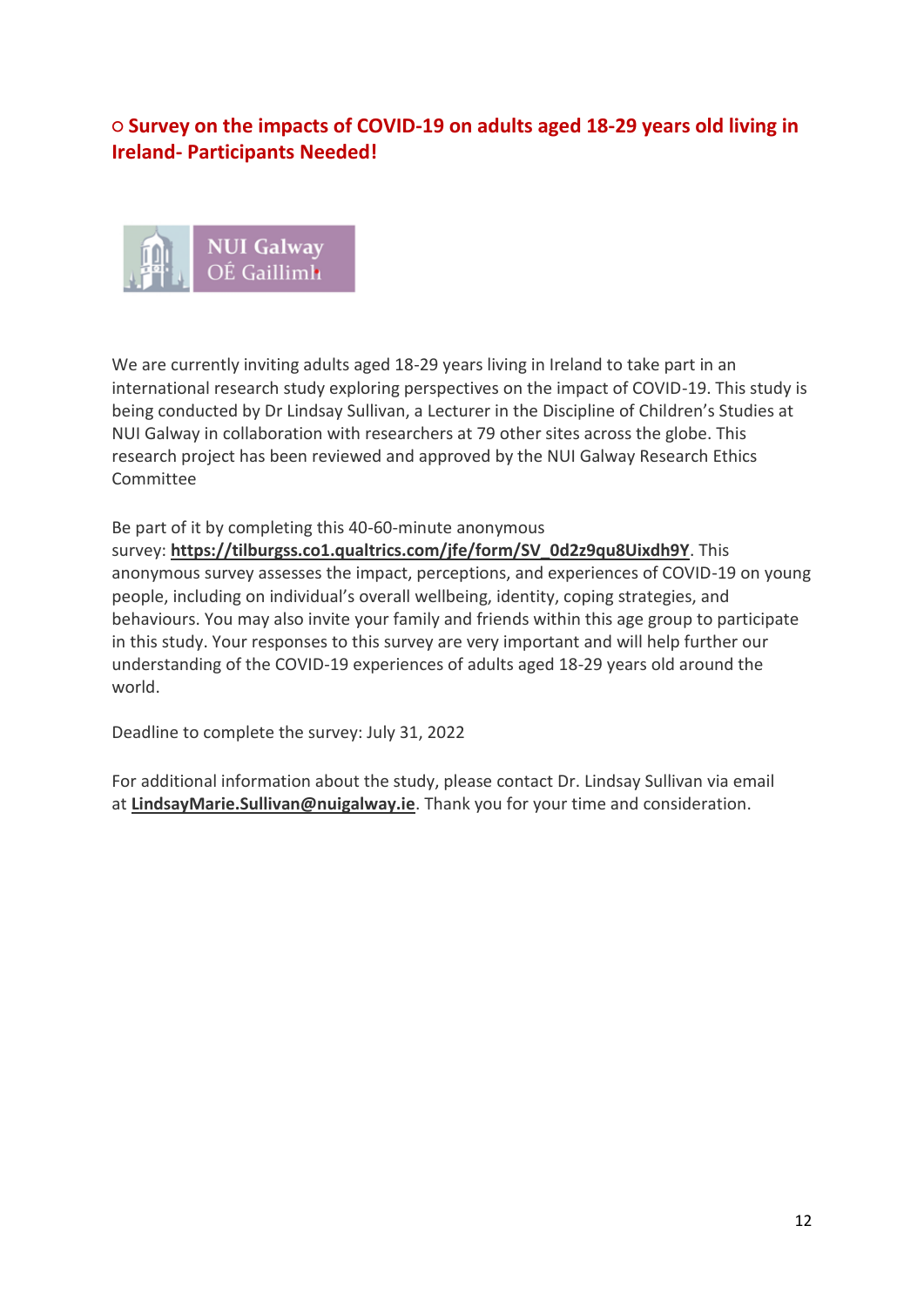### ○ Survey on the impacts of COVID-19 on adults aged 18-29 years old living in Ireland- Participants Needed!

We are currently inviting adults aged 18-29 years living in Ireland to take part in an international research study exploring perspectives on the impact of COVID-19. This study is being conducted by Dr Lindsay Sullivan, a Lecturer in the Discipline of Children's Studies at NUI Galway in collaboration with researchers at 79 other sites across the globe. This research project has been reviewed and approved by the NUI Galway Research Ethics Committee

Be part of it by completing this 40-60-minute anonymous survey: **https://tilburgss.co1.qualtrics.com/jfe/form/SV_0d2z9qu8Uixdh9Y**. This anonymous survey assesses the impact, perceptions, and experiences of COVID-19 on young people, including on individual's overall wellbeing, identity, coping strategies, and behaviours. You may also invite your family and friends within this age group to participate in this study. Your responses to this survey are very important and will help further our understanding of the COVID-19 experiences of adults aged 18-29 years old around the world.

Deadline to complete the survey: July 31, 2022

For additional information about the study, please contact Dr. Lindsay Sullivan via email at **LindsayMarie.Sullivan@nuigalway.ie**. Thank you for your time and consideration.